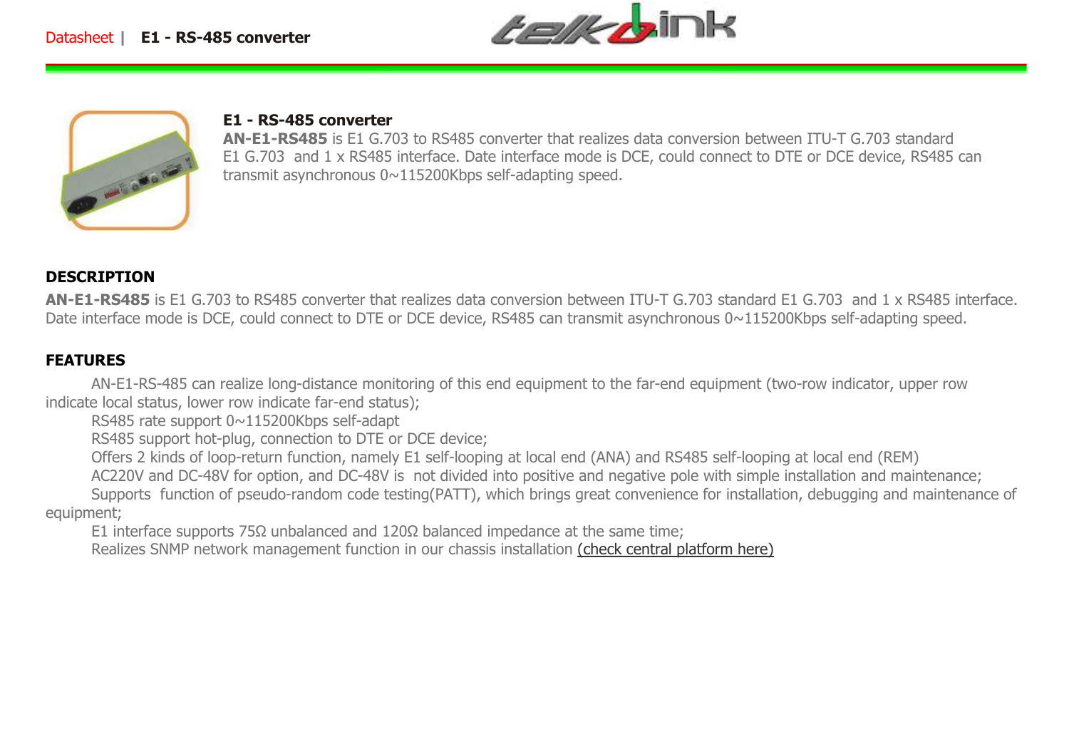# E1 - RS-485 converter

**AN-E1-RS485** is E1 G.703 to RS485 converter that realizes data conversion between ITU-T G.703 standard E1 G.703 and 1 x RS485 interface. Date interface mode is DCE, could connect to DTE or DCE device, RS485 can transmit asynchronous 0~115200Kbps self-adapting speed.

## DESCRIPTION

**AN-E1-RS485** is E1 G.703 to RS485 converter that realizes data conversion between ITU-T G.703 standard E1 G.703 and 1 x RS485 interface. Date interface mode is DCE, could connect to DTE or DCE device, RS485 can transmit asynchronous 0~115200Kbps self-adapting speed.

## FEATURES

AN-E1-RS-485 can realize long-distance monitoring of this end equipment to the far-end equipment (two-row indicator, upper row indicate local status, lower row indicate far-end status);

RS485 rate support 0~115200Kbps self-adapt

RS485 support hot-plug, connection to DTE or DCE device;

Offers 2 kinds of loop-return function, namely E1 self-looping at local end (ANA) and RS485 self-looping at local end (REM)

AC220V and DC-48V for option, and DC-48V is not divided into positive and negative pole with simple installation and maintenance;

Supports function of pseudo-random code testing(PATT), which brings great convenience for installation, debugging and maintenance of equipment;

E1 interface supports 75Ω unbalanced and 120Ω balanced impedance at the same time;

Realizes SNMP network management function in our chassis installation (check central platform here)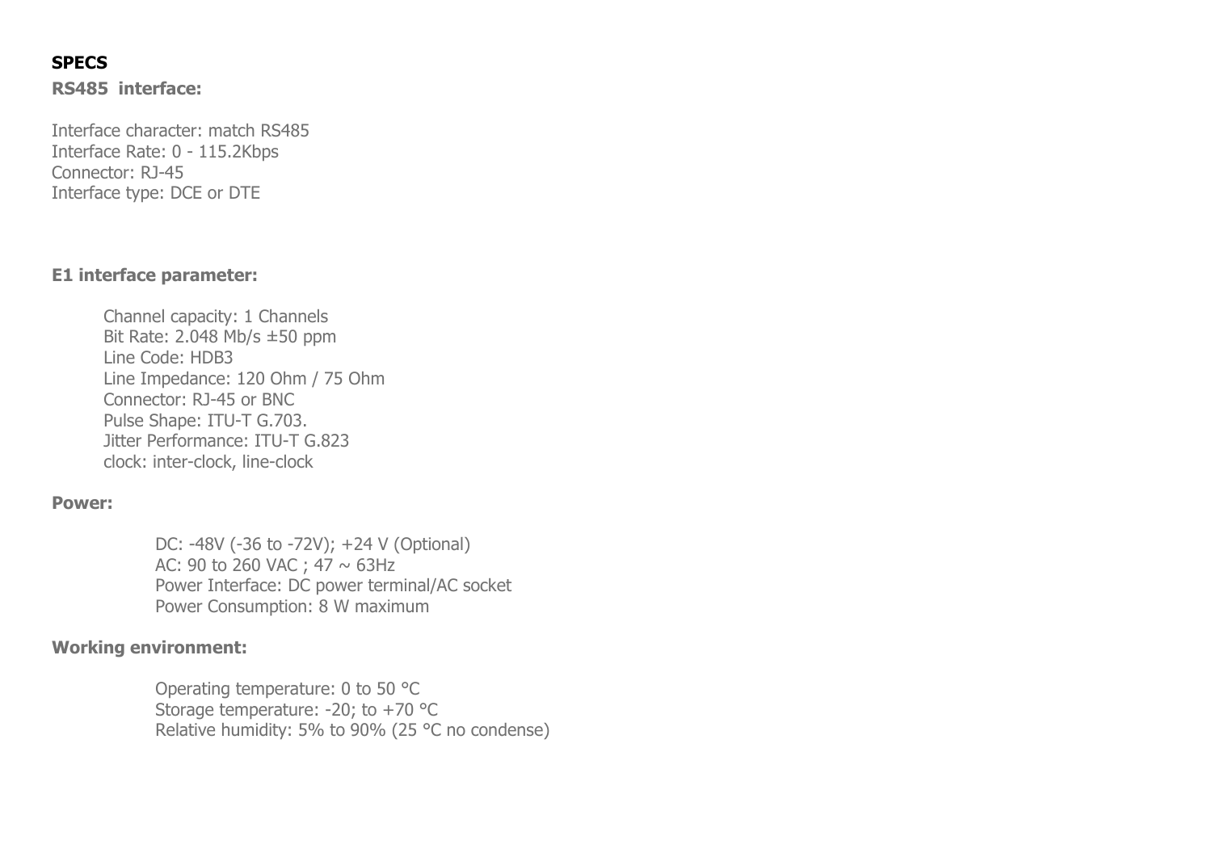**SPECS**

**RS485 interface:**

Interface character: match RS485
Interface Rate: 0 - 115.2Kbps
Connector: RJ-45
Interface type: DCE or DTE

**E1 interface parameter:**

Channel capacity: 1 Channels
Bit Rate: 2.048 Mb/s ±50 ppm
Line Code: HDB3
Line Impedance: 120 Ohm / 75 Ohm
Connector: RJ-45 or BNC
Pulse Shape: ITU-T G.703.
Jitter Performance: ITU-T G.823
clock: inter-clock, line-clock

**Power:**

DC: -48V (-36 to -72V); +24 V (Optional)
AC: 90 to 260 VAC ; 47 ~ 63Hz
Power Interface: DC power terminal/AC socket
Power Consumption: 8 W maximum

**Working environment:**

Operating temperature: 0 to 50 °C
Storage temperature: -20; to +70 °C
Relative humidity: 5% to 90% (25 °C no condense)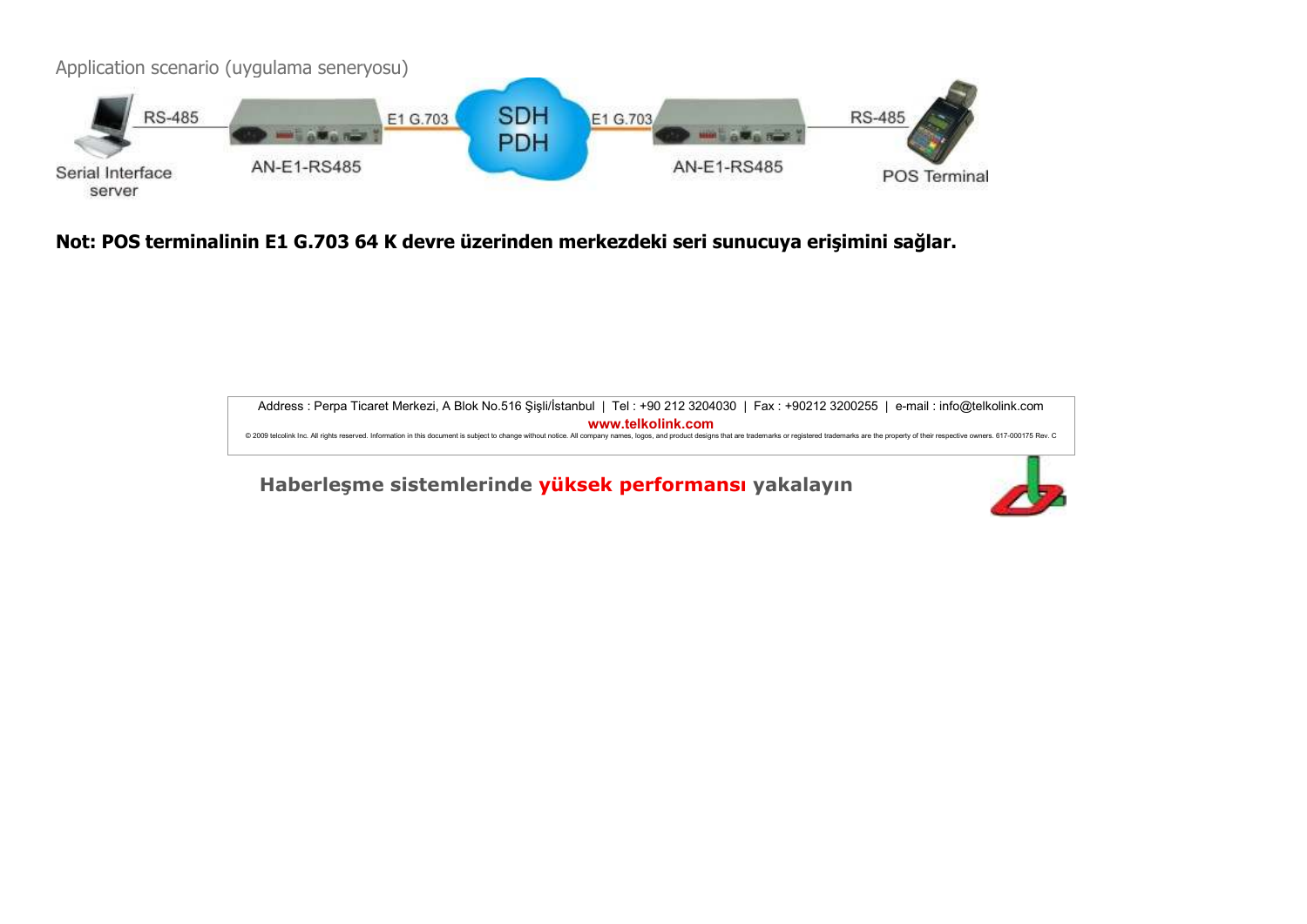Application scenario (uygulama seneryosu)

RS-485

Serial Interface server

AN-E1-RS485

E1 G.703

SDH
PDH

E1 G.703

AN-E1-RS485

RS-485

POS Terminal

**Not: POS terminalinin E1 G.703 64 K devre üzerinden merkezdeki seri sunucuya erişimini sağlar.**

Address : Perpa Ticaret Merkezi, A Blok No.516 Şişli/İstanbul | Tel : +90 212 3204030 | Fax : +90212 3200255 | e-mail : info@telkolink.com

**www.telkolink.com**

© 2009 telcolink Inc. All rights reserved. Information in this document is subject to change without notice. All company names, logos, and product designs that are trademarks or registered trademarks are the property of their respective owners. 617-000175 Rev. C

**Haberleşme sistemlerinde yüksek performansı yakalayın**